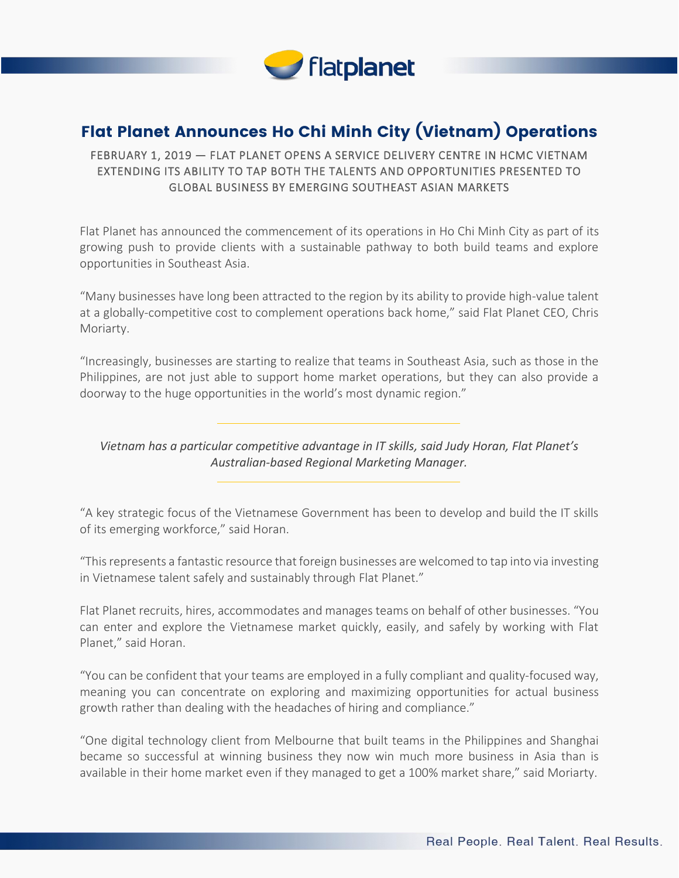# Flat Planet Announces Ho Chi Minh City (Vietnam) Operations

FEBRUARY 1, 2019 — FLAT PLANET OPENS A SERVICE DELIVERY CENTRE IN HCMC VIETNAM EXTENDING ITS ABILITY TO TAP BOTH THE TALENTS AND OPPORTUNITIES PRESENTED TO GLOBAL BUSINESS BY EMERGING SOUTHEAST ASIAN MARKETS

Flat Planet has announced the commencement of its operations in Ho Chi Minh City as part of its growing push to provide clients with a sustainable pathway to both build teams and explore opportunities in Southeast Asia.

"Many businesses have long been attracted to the region by its ability to provide high-value talent at a globally-competitive cost to complement operations back home," said Flat Planet CEO, Chris Moriarty.

"Increasingly, businesses are starting to realize that teams in Southeast Asia, such as those in the Philippines, are not just able to support home market operations, but they can also provide a doorway to the huge opportunities in the world's most dynamic region."

---

*Vietnam has a particular competitive advantage in IT skills, said Judy Horan, Flat Planet's Australian-based Regional Marketing Manager.*

---

"A key strategic focus of the Vietnamese Government has been to develop and build the IT skills of its emerging workforce," said Horan.

"This represents a fantastic resource that foreign businesses are welcomed to tap into via investing in Vietnamese talent safely and sustainably through Flat Planet."

Flat Planet recruits, hires, accommodates and manages teams on behalf of other businesses. "You can enter and explore the Vietnamese market quickly, easily, and safely by working with Flat Planet," said Horan.

"You can be confident that your teams are employed in a fully compliant and quality-focused way, meaning you can concentrate on exploring and maximizing opportunities for actual business growth rather than dealing with the headaches of hiring and compliance."

"One digital technology client from Melbourne that built teams in the Philippines and Shanghai became so successful at winning business they now win much more business in Asia than is available in their home market even if they managed to get a 100% market share," said Moriarty.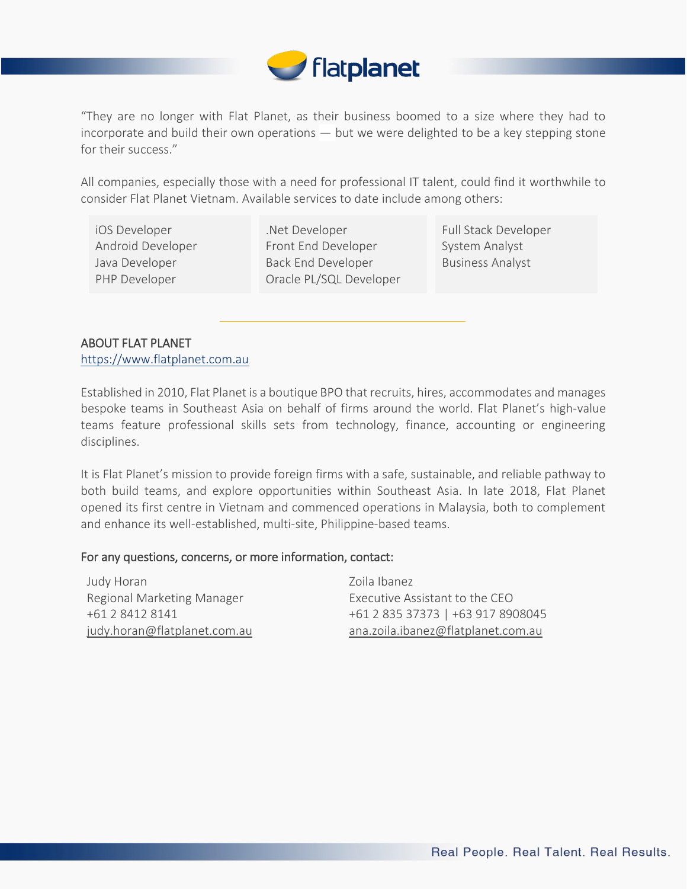"They are no longer with Flat Planet, as their business boomed to a size where they had to incorporate and build their own operations — but we were delighted to be a key stepping stone for their success."

All companies, especially those with a need for professional IT talent, could find it worthwhile to consider Flat Planet Vietnam. Available services to date include among others:

| | | |
|---|---|---|
| iOS Developer<br>Android Developer<br>Java Developer<br>PHP Developer | .Net Developer<br>Front End Developer<br>Back End Developer<br>Oracle PL/SQL Developer | Full Stack Developer<br>System Analyst<br>Business Analyst |

## ABOUT FLAT PLANET

https://www.flatplanet.com.au

Established in 2010, Flat Planet is a boutique BPO that recruits, hires, accommodates and manages bespoke teams in Southeast Asia on behalf of firms around the world. Flat Planet's high-value teams feature professional skills sets from technology, finance, accounting or engineering disciplines.

It is Flat Planet's mission to provide foreign firms with a safe, sustainable, and reliable pathway to both build teams, and explore opportunities within Southeast Asia. In late 2018, Flat Planet opened its first centre in Vietnam and commenced operations in Malaysia, both to complement and enhance its well-established, multi-site, Philippine-based teams.

### For any questions, concerns, or more information, contact:

Judy Horan
Regional Marketing Manager
+61 2 8412 8141
judy.horan@flatplanet.com.au

Zoila Ibanez
Executive Assistant to the CEO
+61 2 835 37373 | +63 917 8908045
ana.zoila.ibanez@flatplanet.com.au